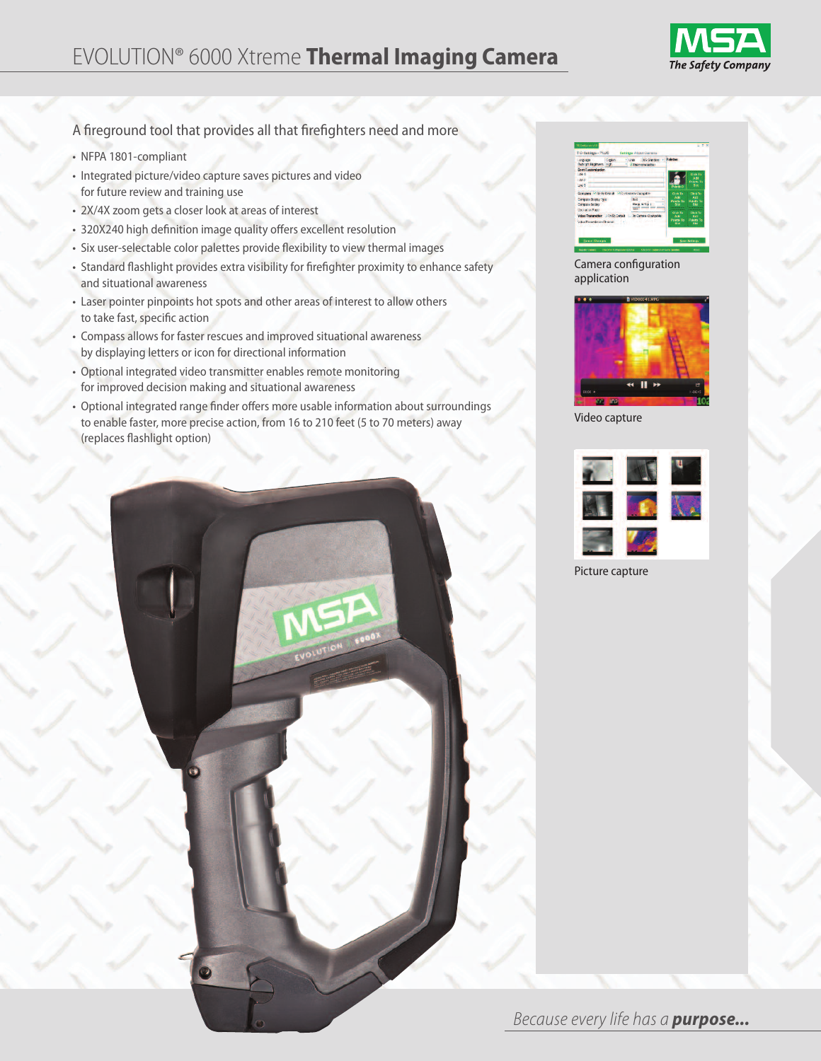# EVOLUTION® 6000 Xtreme **Thermal Imaging Camera**

## A fireground tool that provides all that firefighters need and more

- NFPA 1801-compliant
- Integrated picture/video capture saves pictures and video for future review and training use
- 2X/4X zoom gets a closer look at areas of interest
- 320X240 high definition image quality offers excellent resolution
- Six user-selectable color palettes provide flexibility to view thermal images
- Standard flashlight provides extra visibility for firefighter proximity to enhance safety and situational awareness
- Laser pointer pinpoints hot spots and other areas of interest to allow others to take fast, specific action
- Compass allows for faster rescues and improved situational awareness by displaying letters or icon for directional information
- Optional integrated video transmitter enables remote monitoring for improved decision making and situational awareness
- Optional integrated range finder offers more usable information about surroundings to enable faster, more precise action, from 16 to 210 feet (5 to 70 meters) away (replaces flashlight option)

Camera configuration application

Video capture

Picture capture

*Because every life has a* ***purpose...***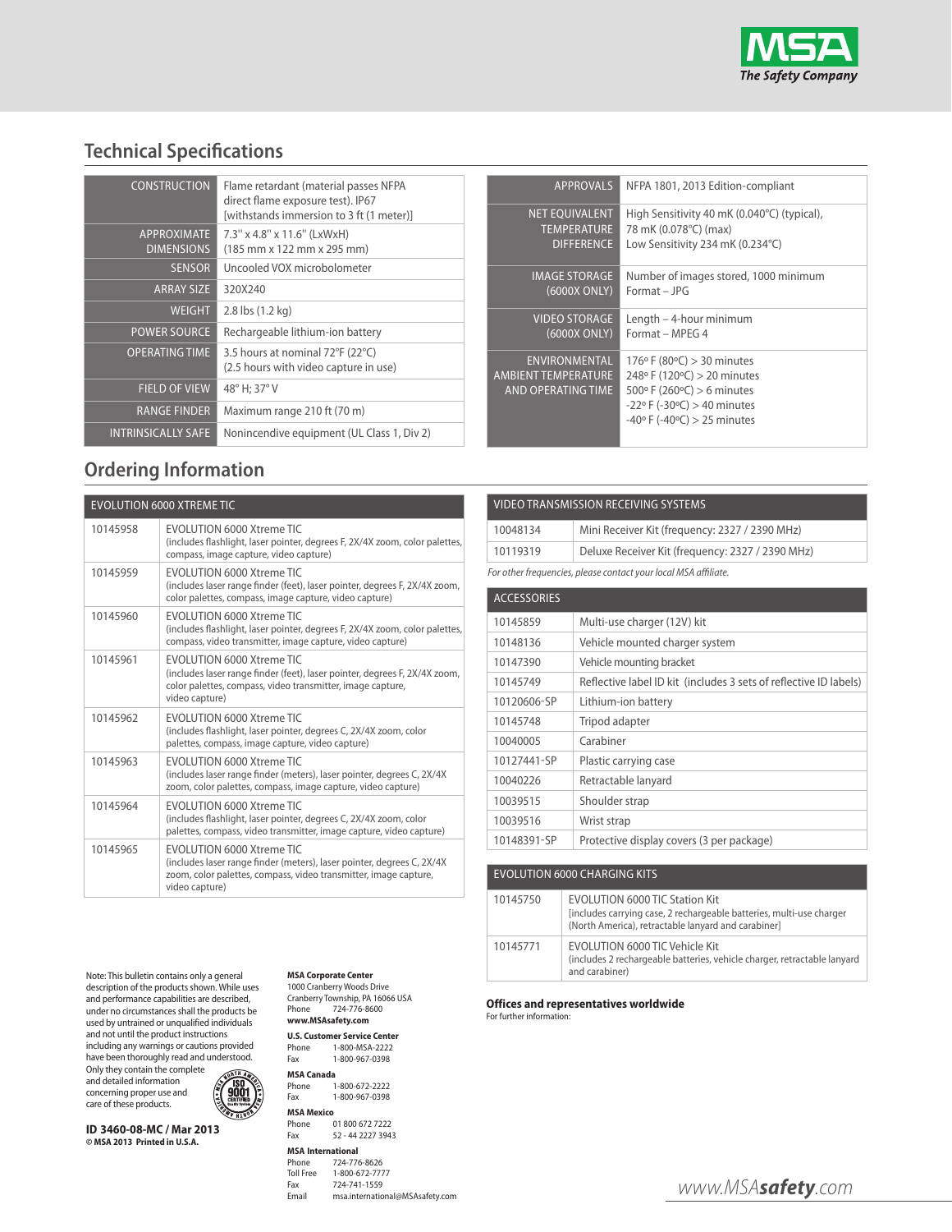## Technical Specifications

| | |
|---|---|
| CONSTRUCTION | Flame retardant (material passes NFPA direct flame exposure test). IP67 [withstands immersion to 3 ft (1 meter)] |
| APPROXIMATE DIMENSIONS | 7.3" x 4.8" x 11.6" (LxWxH) (185 mm x 122 mm x 295 mm) |
| SENSOR | Uncooled VOX microbolometer |
| ARRAY SIZE | 320X240 |
| WEIGHT | 2.8 lbs (1.2 kg) |
| POWER SOURCE | Rechargeable lithium-ion battery |
| OPERATING TIME | 3.5 hours at nominal 72°F (22°C) (2.5 hours with video capture in use) |
| FIELD OF VIEW | 48° H; 37° V |
| RANGE FINDER | Maximum range 210 ft (70 m) |
| INTRINSICALLY SAFE | Nonincendive equipment (UL Class 1, Div 2) |

| | |
|---|---|
| APPROVALS | NFPA 1801, 2013 Edition-compliant |
| NET EQUIVALENT TEMPERATURE DIFFERENCE | High Sensitivity 40 mK (0.040°C) (typical), 78 mK (0.078°C) (max) Low Sensitivity 234 mK (0.234°C) |
| IMAGE STORAGE (6000X ONLY) | Number of images stored, 1000 minimum Format – JPG |
| VIDEO STORAGE (6000X ONLY) | Length – 4-hour minimum Format – MPEG 4 |
| ENVIRONMENTAL AMBIENT TEMPERATURE AND OPERATING TIME | 176° F (80°C) > 30 minutes 248° F (120°C) > 20 minutes 500° F (260°C) > 6 minutes -22° F (-30°C) > 40 minutes -40° F (-40°C) > 25 minutes |

## Ordering Information

| EVOLUTION 6000 XTREME TIC | |
|---|---|
| 10145958 | EVOLUTION 6000 Xtreme TIC (includes flashlight, laser pointer, degrees F, 2X/4X zoom, color palettes, compass, image capture, video capture) |
| 10145959 | EVOLUTION 6000 Xtreme TIC (includes laser range finder (feet), laser pointer, degrees F, 2X/4X zoom, color palettes, compass, image capture, video capture) |
| 10145960 | EVOLUTION 6000 Xtreme TIC (includes flashlight, laser pointer, degrees F, 2X/4X zoom, color palettes, compass, video transmitter, image capture, video capture) |
| 10145961 | EVOLUTION 6000 Xtreme TIC (includes laser range finder (feet), laser pointer, degrees F, 2X/4X zoom, color palettes, compass, video transmitter, image capture, video capture) |
| 10145962 | EVOLUTION 6000 Xtreme TIC (includes flashlight, laser pointer, degrees C, 2X/4X zoom, color palettes, compass, image capture, video capture) |
| 10145963 | EVOLUTION 6000 Xtreme TIC (includes laser range finder (meters), laser pointer, degrees C, 2X/4X zoom, color palettes, compass, image capture, video capture) |
| 10145964 | EVOLUTION 6000 Xtreme TIC (includes flashlight, laser pointer, degrees C, 2X/4X zoom, color palettes, compass, video transmitter, image capture, video capture) |
| 10145965 | EVOLUTION 6000 Xtreme TIC (includes laser range finder (meters), laser pointer, degrees C, 2X/4X zoom, color palettes, compass, video transmitter, image capture, video capture) |

| VIDEO TRANSMISSION RECEIVING SYSTEMS | |
|---|---|
| 10048134 | Mini Receiver Kit (frequency: 2327 / 2390 MHz) |
| 10119319 | Deluxe Receiver Kit (frequency: 2327 / 2390 MHz) |

*For other frequencies, please contact your local MSA affiliate.*

| ACCESSORIES | |
|---|---|
| 10145859 | Multi-use charger (12V) kit |
| 10148136 | Vehicle mounted charger system |
| 10147390 | Vehicle mounting bracket |
| 10145749 | Reflective label ID kit (includes 3 sets of reflective ID labels) |
| 10120606-SP | Lithium-ion battery |
| 10145748 | Tripod adapter |
| 10040005 | Carabiner |
| 10127441-SP | Plastic carrying case |
| 10040226 | Retractable lanyard |
| 10039515 | Shoulder strap |
| 10039516 | Wrist strap |
| 10148391-SP | Protective display covers (3 per package) |

| EVOLUTION 6000 CHARGING KITS | |
|---|---|
| 10145750 | EVOLUTION 6000 TIC Station Kit [includes carrying case, 2 rechargeable batteries, multi-use charger (North America), retractable lanyard and carabiner] |
| 10145771 | EVOLUTION 6000 TIC Vehicle Kit (includes 2 rechargeable batteries, vehicle charger, retractable lanyard and carabiner) |

Note: This bulletin contains only a general description of the products shown. While uses and performance capabilities are described, under no circumstances shall the products be used by untrained or unqualified individuals and not until the product instructions including any warnings or cautions provided have been thoroughly read and understood. Only they contain the complete and detailed information concerning proper use and care of these products.

**ID 3460-08-MC / Mar 2013**
**© MSA 2013 Printed in U.S.A.**

**MSA Corporate Center**
1000 Cranberry Woods Drive
Cranberry Township, PA 16066 USA
Phone 724-776-8600
**www.MSAsafety.com**

**U.S. Customer Service Center**
Phone 1-800-MSA-2222
Fax 1-800-967-0398

**MSA Canada**
Phone 1-800-672-2222
Fax 1-800-967-0398

**MSA Mexico**
Phone 01 800 672 7222
Fax 52 - 44 2227 3943

**MSA International**
Phone 724-776-8626
Toll Free 1-800-672-7777
Fax 724-741-1559
Email msa.international@MSAsafety.com

**Offices and representatives worldwide**
For further information:

www.MSA**safety**.com